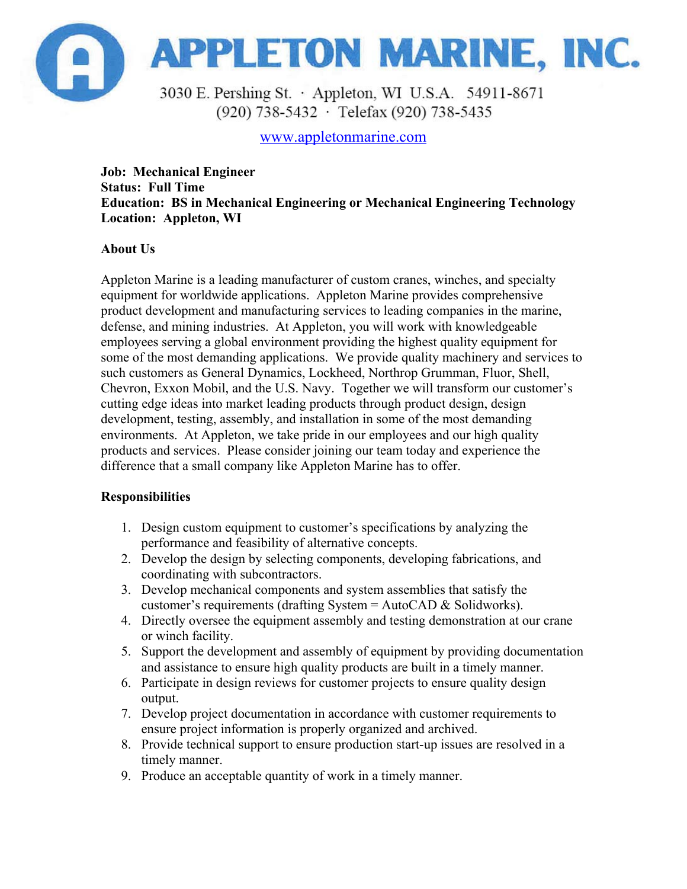# APPLETON MARINE, INC.

3030 E. Pershing St. · Appleton, WI U.S.A. 54911-8671
(920) 738-5432 · Telefax (920) 738-5435

www.appletonmarine.com

**Job: Mechanical Engineer**
**Status: Full Time**
**Education: BS in Mechanical Engineering or Mechanical Engineering Technology**
**Location: Appleton, WI**

## About Us

Appleton Marine is a leading manufacturer of custom cranes, winches, and specialty equipment for worldwide applications. Appleton Marine provides comprehensive product development and manufacturing services to leading companies in the marine, defense, and mining industries. At Appleton, you will work with knowledgeable employees serving a global environment providing the highest quality equipment for some of the most demanding applications. We provide quality machinery and services to such customers as General Dynamics, Lockheed, Northrop Grumman, Fluor, Shell, Chevron, Exxon Mobil, and the U.S. Navy. Together we will transform our customer's cutting edge ideas into market leading products through product design, design development, testing, assembly, and installation in some of the most demanding environments. At Appleton, we take pride in our employees and our high quality products and services. Please consider joining our team today and experience the difference that a small company like Appleton Marine has to offer.

## Responsibilities

1. Design custom equipment to customer's specifications by analyzing the performance and feasibility of alternative concepts.
2. Develop the design by selecting components, developing fabrications, and coordinating with subcontractors.
3. Develop mechanical components and system assemblies that satisfy the customer's requirements (drafting System = AutoCAD & Solidworks).
4. Directly oversee the equipment assembly and testing demonstration at our crane or winch facility.
5. Support the development and assembly of equipment by providing documentation and assistance to ensure high quality products are built in a timely manner.
6. Participate in design reviews for customer projects to ensure quality design output.
7. Develop project documentation in accordance with customer requirements to ensure project information is properly organized and archived.
8. Provide technical support to ensure production start-up issues are resolved in a timely manner.
9. Produce an acceptable quantity of work in a timely manner.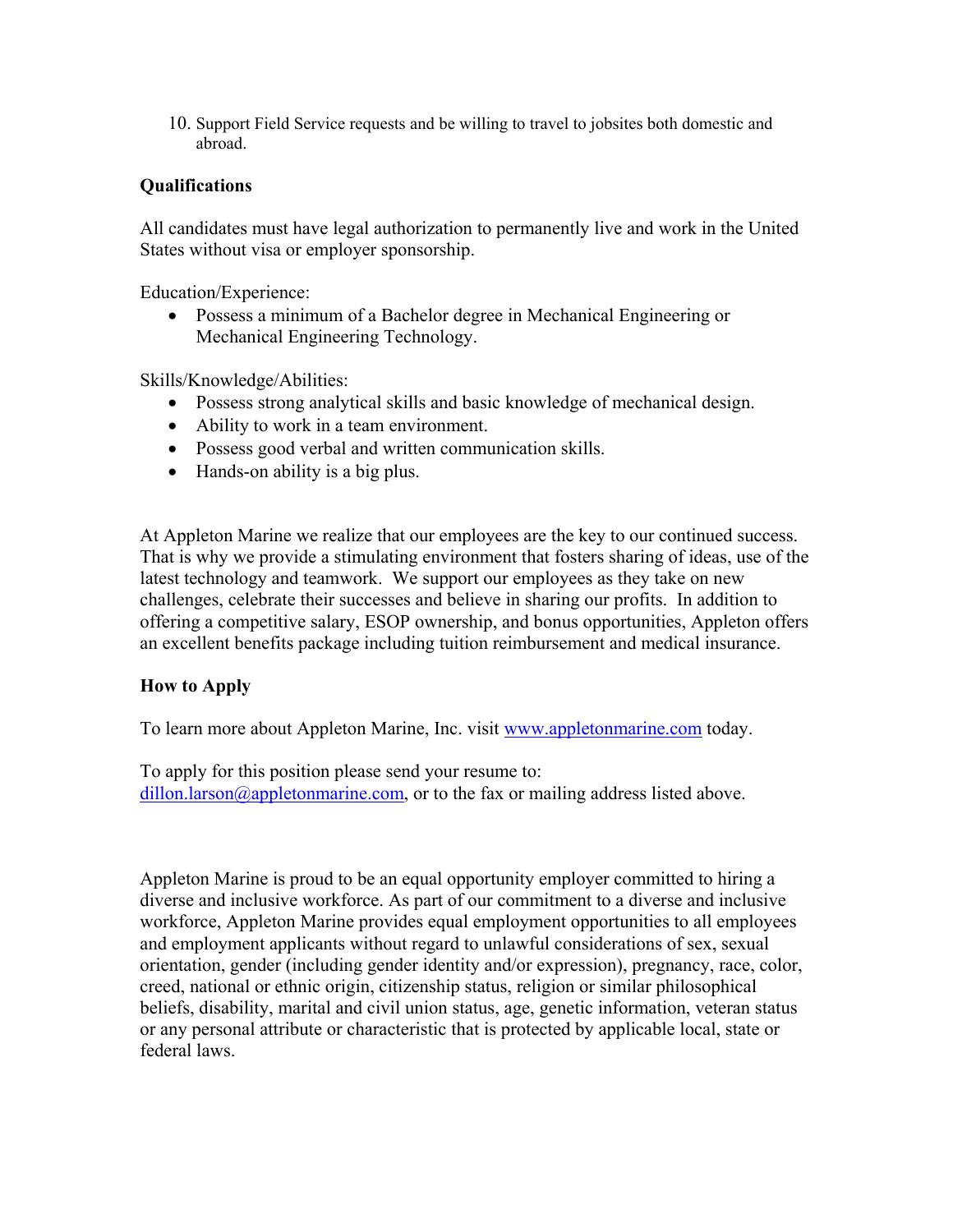10. Support Field Service requests and be willing to travel to jobsites both domestic and abroad.

**Qualifications**

All candidates must have legal authorization to permanently live and work in the United States without visa or employer sponsorship.

Education/Experience:

- Possess a minimum of a Bachelor degree in Mechanical Engineering or Mechanical Engineering Technology.

Skills/Knowledge/Abilities:

- Possess strong analytical skills and basic knowledge of mechanical design.
- Ability to work in a team environment.
- Possess good verbal and written communication skills.
- Hands-on ability is a big plus.

At Appleton Marine we realize that our employees are the key to our continued success. That is why we provide a stimulating environment that fosters sharing of ideas, use of the latest technology and teamwork. We support our employees as they take on new challenges, celebrate their successes and believe in sharing our profits. In addition to offering a competitive salary, ESOP ownership, and bonus opportunities, Appleton offers an excellent benefits package including tuition reimbursement and medical insurance.

**How to Apply**

To learn more about Appleton Marine, Inc. visit [www.appletonmarine.com](http://www.appletonmarine.com) today.

To apply for this position please send your resume to: [dillon.larson@appletonmarine.com](mailto:dillon.larson@appletonmarine.com), or to the fax or mailing address listed above.

Appleton Marine is proud to be an equal opportunity employer committed to hiring a diverse and inclusive workforce. As part of our commitment to a diverse and inclusive workforce, Appleton Marine provides equal employment opportunities to all employees and employment applicants without regard to unlawful considerations of sex, sexual orientation, gender (including gender identity and/or expression), pregnancy, race, color, creed, national or ethnic origin, citizenship status, religion or similar philosophical beliefs, disability, marital and civil union status, age, genetic information, veteran status or any personal attribute or characteristic that is protected by applicable local, state or federal laws.